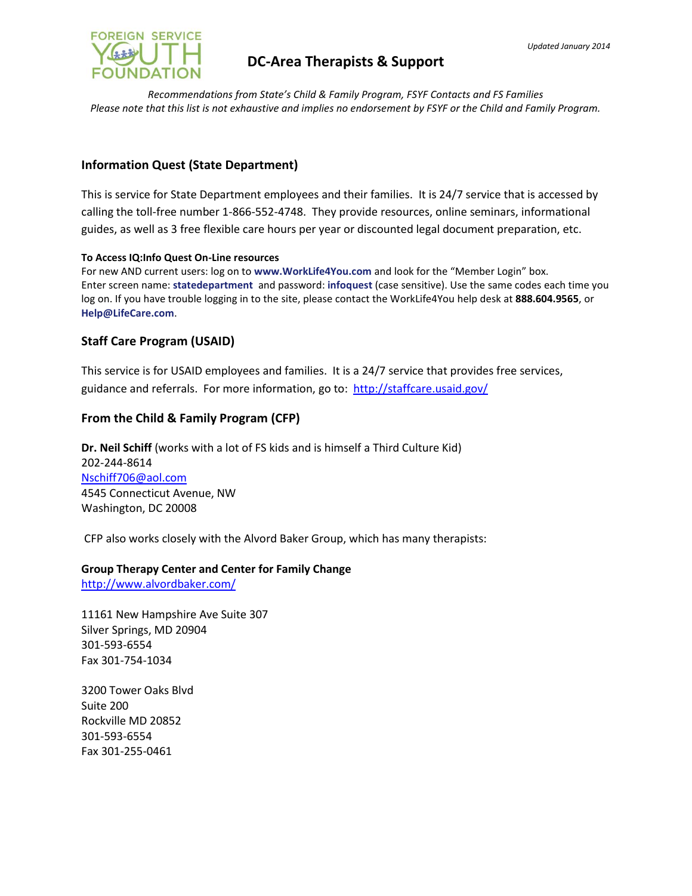Updated January 2014

# DC-Area Therapists & Support

*Recommendations from State's Child & Family Program, FSYF Contacts and FS Families*
*Please note that this list is not exhaustive and implies no endorsement by FSYF or the Child and Family Program.*

## Information Quest (State Department)

This is service for State Department employees and their families. It is 24/7 service that is accessed by calling the toll-free number 1-866-552-4748. They provide resources, online seminars, informational guides, as well as 3 free flexible care hours per year or discounted legal document preparation, etc.

**To Access IQ:Info Quest On-Line resources**
For new AND current users: log on to **www.WorkLife4You.com** and look for the "Member Login" box.
Enter screen name: **statedepartment** and password: **infoquest** (case sensitive). Use the same codes each time you log on. If you have trouble logging in to the site, please contact the WorkLife4You help desk at **888.604.9565**, or **Help@LifeCare.com**.

## Staff Care Program (USAID)

This service is for USAID employees and families. It is a 24/7 service that provides free services, guidance and referrals. For more information, go to: http://staffcare.usaid.gov/

## From the Child & Family Program (CFP)

**Dr. Neil Schiff** (works with a lot of FS kids and is himself a Third Culture Kid)
202-244-8614
Nschiff706@aol.com
4545 Connecticut Avenue, NW
Washington, DC 20008

CFP also works closely with the Alvord Baker Group, which has many therapists:

**Group Therapy Center and Center for Family Change**
http://www.alvordbaker.com/

11161 New Hampshire Ave Suite 307
Silver Springs, MD 20904
301-593-6554
Fax 301-754-1034

3200 Tower Oaks Blvd
Suite 200
Rockville MD 20852
301-593-6554
Fax 301-255-0461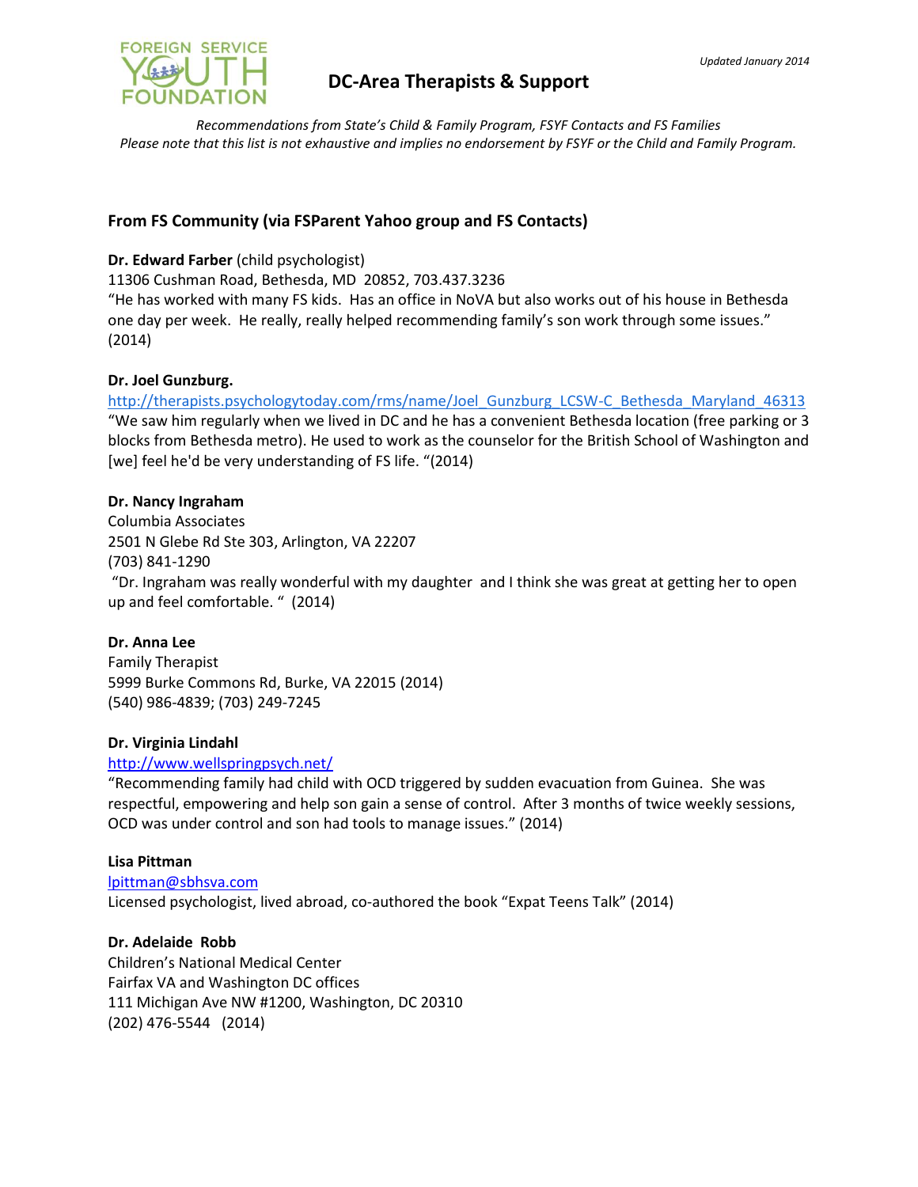# DC-Area Therapists & Support

*Updated January 2014*

*Recommendations from State's Child & Family Program, FSYF Contacts and FS Families*
*Please note that this list is not exhaustive and implies no endorsement by FSYF or the Child and Family Program.*

## From FS Community (via FSParent Yahoo group and FS Contacts)

**Dr. Edward Farber** (child psychologist)
11306 Cushman Road, Bethesda, MD 20852, 703.437.3236
"He has worked with many FS kids. Has an office in NoVA but also works out of his house in Bethesda one day per week. He really, really helped recommending family's son work through some issues." (2014)

**Dr. Joel Gunzburg.**
http://therapists.psychologytoday.com/rms/name/Joel_Gunzburg_LCSW-C_Bethesda_Maryland_46313
"We saw him regularly when we lived in DC and he has a convenient Bethesda location (free parking or 3 blocks from Bethesda metro). He used to work as the counselor for the British School of Washington and [we] feel he'd be very understanding of FS life. "(2014)

**Dr. Nancy Ingraham**
Columbia Associates
2501 N Glebe Rd Ste 303, Arlington, VA 22207
(703) 841-1290
"Dr. Ingraham was really wonderful with my daughter and I think she was great at getting her to open up and feel comfortable. " (2014)

**Dr. Anna Lee**
Family Therapist
5999 Burke Commons Rd, Burke, VA 22015 (2014)
(540) 986-4839; (703) 249-7245

**Dr. Virginia Lindahl**
http://www.wellspringpsych.net/
"Recommending family had child with OCD triggered by sudden evacuation from Guinea. She was respectful, empowering and help son gain a sense of control. After 3 months of twice weekly sessions, OCD was under control and son had tools to manage issues." (2014)

**Lisa Pittman**
lpittman@sbhsva.com
Licensed psychologist, lived abroad, co-authored the book "Expat Teens Talk" (2014)

**Dr. Adelaide Robb**
Children's National Medical Center
Fairfax VA and Washington DC offices
111 Michigan Ave NW #1200, Washington, DC 20310
(202) 476-5544 (2014)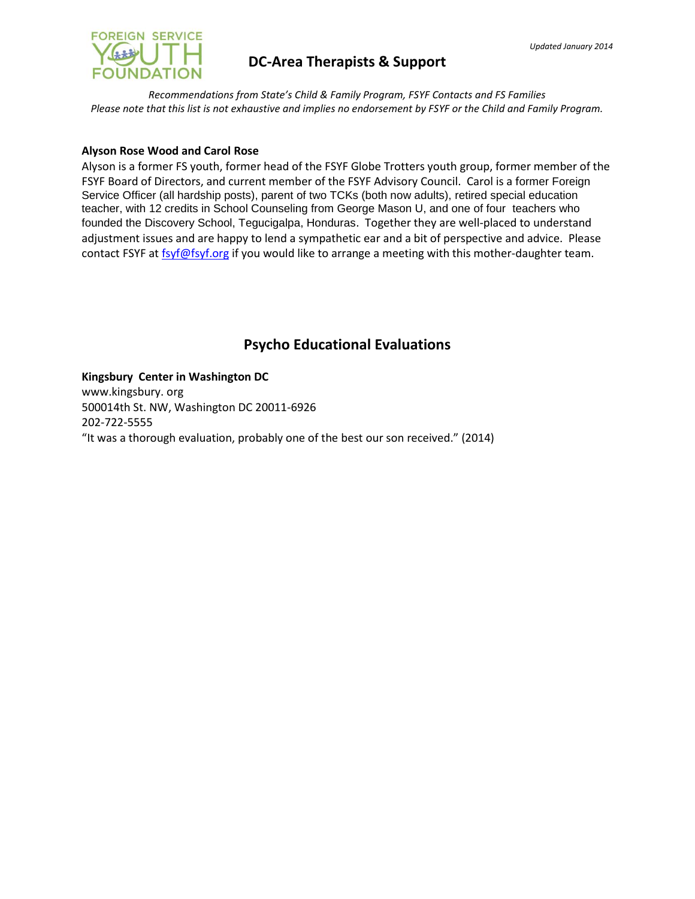# DC-Area Therapists & Support

*Updated January 2014*

*Recommendations from State's Child & Family Program, FSYF Contacts and FS Families*
*Please note that this list is not exhaustive and implies no endorsement by FSYF or the Child and Family Program.*

**Alyson Rose Wood and Carol Rose**
Alyson is a former FS youth, former head of the FSYF Globe Trotters youth group, former member of the FSYF Board of Directors, and current member of the FSYF Advisory Council. Carol is a former Foreign Service Officer (all hardship posts), parent of two TCKs (both now adults), retired special education teacher, with 12 credits in School Counseling from George Mason U, and one of four teachers who founded the Discovery School, Tegucigalpa, Honduras. Together they are well-placed to understand adjustment issues and are happy to lend a sympathetic ear and a bit of perspective and advice. Please contact FSYF at fsyf@fsyf.org if you would like to arrange a meeting with this mother-daughter team.

## Psycho Educational Evaluations

**Kingsbury Center in Washington DC**
www.kingsbury. org
500014th St. NW, Washington DC 20011-6926
202-722-5555
"It was a thorough evaluation, probably one of the best our son received." (2014)